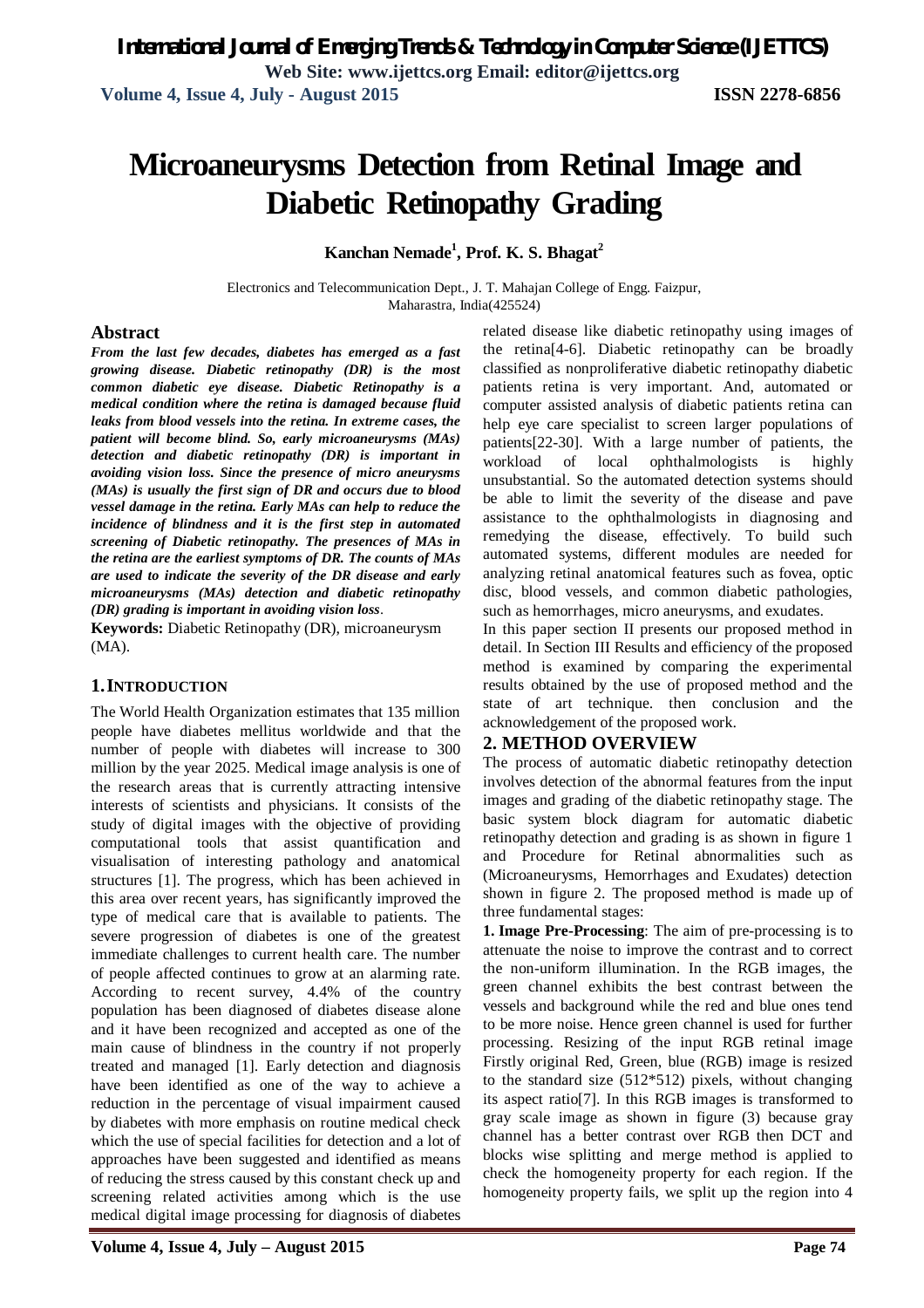// Microaneurysms Detection from Retinal Image and Diabetic Retinopathy Grading

**Kanchan Nemade[1], Prof. K. S. Bhagat[2]**

Electronics and Telecommunication Dept., J. T. Mahajan College of Engg. Faizpur, Maharastra, India(425524)

## Abstract

***From the last few decades, diabetes has emerged as a fast growing disease. Diabetic retinopathy (DR) is the most common diabetic eye disease. Diabetic Retinopathy is a medical condition where the retina is damaged because fluid leaks from blood vessels into the retina. In extreme cases, the patient will become blind. So, early microaneurysms (MAs) detection and diabetic retinopathy (DR) is important in avoiding vision loss. Since the presence of micro aneurysms (MAs) is usually the first sign of DR and occurs due to blood vessel damage in the retina. Early MAs can help to reduce the incidence of blindness and it is the first step in automated screening of Diabetic retinopathy. The presences of MAs in the retina are the earliest symptoms of DR. The counts of MAs are used to indicate the severity of the DR disease and early microaneurysms (MAs) detection and diabetic retinopathy (DR) grading is important in avoiding vision loss*.**

**Keywords:** Diabetic Retinopathy (DR), microaneurysm (MA).

## 1. INTRODUCTION

The World Health Organization estimates that 135 million people have diabetes mellitus worldwide and that the number of people with diabetes will increase to 300 million by the year 2025. Medical image analysis is one of the research areas that is currently attracting intensive interests of scientists and physicians. It consists of the study of digital images with the objective of providing computational tools that assist quantification and visualisation of interesting pathology and anatomical structures [1]. The progress, which has been achieved in this area over recent years, has significantly improved the type of medical care that is available to patients. The severe progression of diabetes is one of the greatest immediate challenges to current health care. The number of people affected continues to grow at an alarming rate. According to recent survey, 4.4% of the country population has been diagnosed of diabetes disease alone and it have been recognized and accepted as one of the main cause of blindness in the country if not properly treated and managed [1]. Early detection and diagnosis have been identified as one of the way to achieve a reduction in the percentage of visual impairment caused by diabetes with more emphasis on routine medical check which the use of special facilities for detection and a lot of approaches have been suggested and identified as means of reducing the stress caused by this constant check up and screening related activities among which is the use medical digital image processing for diagnosis of diabetes related disease like diabetic retinopathy using images of the retina[4-6]. Diabetic retinopathy can be broadly classified as nonproliferative diabetic retinopathy diabetic patients retina is very important. And, automated or computer assisted analysis of diabetic patients retina can help eye care specialist to screen larger populations of patients[22-30]. With a large number of patients, the workload of local ophthalmologists is highly unsubstantial. So the automated detection systems should be able to limit the severity of the disease and pave assistance to the ophthalmologists in diagnosing and remedying the disease, effectively. To build such automated systems, different modules are needed for analyzing retinal anatomical features such as fovea, optic disc, blood vessels, and common diabetic pathologies, such as hemorrhages, micro aneurysms, and exudates.

In this paper section II presents our proposed method in detail. In Section III Results and efficiency of the proposed method is examined by comparing the experimental results obtained by the use of proposed method and the state of art technique. then conclusion and the acknowledgement of the proposed work.

## 2. METHOD OVERVIEW

The process of automatic diabetic retinopathy detection involves detection of the abnormal features from the input images and grading of the diabetic retinopathy stage. The basic system block diagram for automatic diabetic retinopathy detection and grading is as shown in figure 1 and Procedure for Retinal abnormalities such as (Microaneurysms, Hemorrhages and Exudates) detection shown in figure 2. The proposed method is made up of three fundamental stages:

**1. Image Pre-Processing**: The aim of pre-processing is to attenuate the noise to improve the contrast and to correct the non-uniform illumination. In the RGB images, the green channel exhibits the best contrast between the vessels and background while the red and blue ones tend to be more noise. Hence green channel is used for further processing. Resizing of the input RGB retinal image Firstly original Red, Green, blue (RGB) image is resized to the standard size (512*512) pixels, without changing its aspect ratio[7]. In this RGB images is transformed to gray scale image as shown in figure (3) because gray channel has a better contrast over RGB then DCT and blocks wise splitting and merge method is applied to check the homogeneity property for each region. If the homogeneity property fails, we split up the region into 4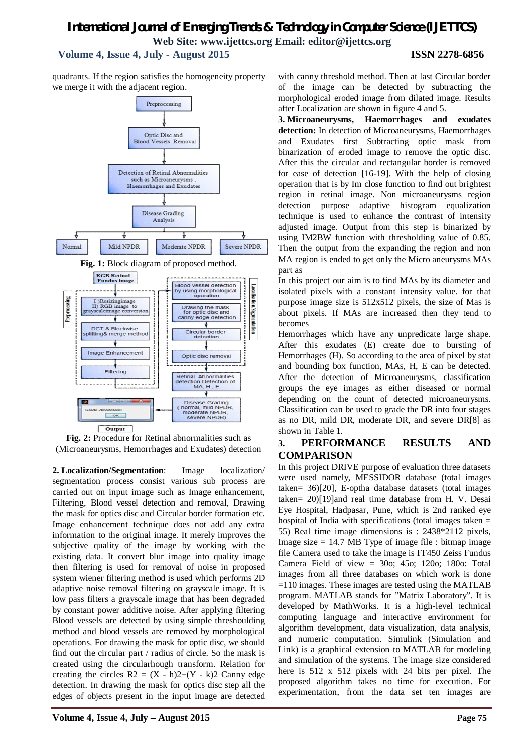quadrants. If the region satisfies the homogeneity property we merge it with the adjacent region.

**Fig. 1:** Block diagram of proposed method.

**Fig. 2:** Procedure for Retinal abnormalities such as (Microaneurysms, Hemorrhages and Exudates) detection

**2. Localization/Segmentation**: Image localization/ segmentation process consist various sub process are carried out on input image such as Image enhancement, Filtering, Blood vessel detection and removal, Drawing the mask for optics disc and Circular border formation etc. Image enhancement technique does not add any extra information to the original image. It merely improves the subjective quality of the image by working with the existing data. It convert blur image into quality image then filtering is used for removal of noise in proposed system wiener filtering method is used which performs 2D adaptive noise removal filtering on grayscale image. It is low pass filters a grayscale image that has been degraded by constant power additive noise. After applying filtering Blood vessels are detected by using simple thresholding method and blood vessels are removed by morphological operations. For drawing the mask for optic disc, we should find out the circular part / radius of circle. So the mask is created using the circularhough transform. Relation for creating the circles $R2 = (X - h)2+(Y - k)2$ Canny edge detection. In drawing the mask for optics disc step all the edges of objects present in the input image are detected with canny threshold method. Then at last Circular border of the image can be detected by subtracting the morphological eroded image from dilated image. Results after Localization are shown in figure 4 and 5.

**3. Microaneurysms, Haemorrhages and exudates detection:** In detection of Microaneurysms, Haemorrhages and Exudates first Subtracting optic mask from binarization of eroded image to remove the optic disc. After this the circular and rectangular border is removed for ease of detection [16-19]. With the help of closing operation that is by Im close function to find out brightest region in retinal image. Non microaneurysms region detection purpose adaptive histogram equalization technique is used to enhance the contrast of intensity adjusted image. Output from this step is binarized by using IM2BW function with thresholding value of 0.85. Then the output from the expanding the region and non MA region is ended to get only the Micro aneurysms MAs part as

In this project our aim is to find MAs by its diameter and isolated pixels with a constant intensity value. for that purpose image size is 512x512 pixels, the size of Mas is about pixels. If MAs are increased then they tend to becomes

Hemorrhages which have any unpredicate large shape. After this exudates (E) create due to bursting of Hemorrhages (H). So according to the area of pixel by stat and bounding box function, MAs, H, E can be detected. After the detection of Microaneurysms, classification groups the eye images as either diseased or normal depending on the count of detected microaneurysms. Classification can be used to grade the DR into four stages as no DR, mild DR, moderate DR, and severe DR[8] as shown in Table 1.

## 3. PERFORMANCE RESULTS AND COMPARISON

In this project DRIVE purpose of evaluation three datasets were used namely, MESSIDOR database (total images taken= 36)[20], E-optha database datasets (total images taken= 20)[19]and real time database from H. V. Desai Eye Hospital, Hadpasar, Pune, which is 2nd ranked eye hospital of India with specifications (total images taken = 55) Real time image dimensions is : 2438*2112 pixels, Image size = 14.7 MB Type of image file : bitmap image file Camera used to take the image is FF450 Zeiss Fundus Camera Field of view = 30o; 45o; 120o; 180o: Total images from all three databases on which work is done =110 images. These images are tested using the MATLAB program. MATLAB stands for "Matrix Laboratory". It is developed by MathWorks. It is a high-level technical computing language and interactive environment for algorithm development, data visualization, data analysis, and numeric computation. Simulink (Simulation and Link) is a graphical extension to MATLAB for modeling and simulation of the systems. The image size considered here is 512 x 512 pixels with 24 bits per pixel. The proposed algorithm takes no time for execution. For experimentation, from the data set ten images are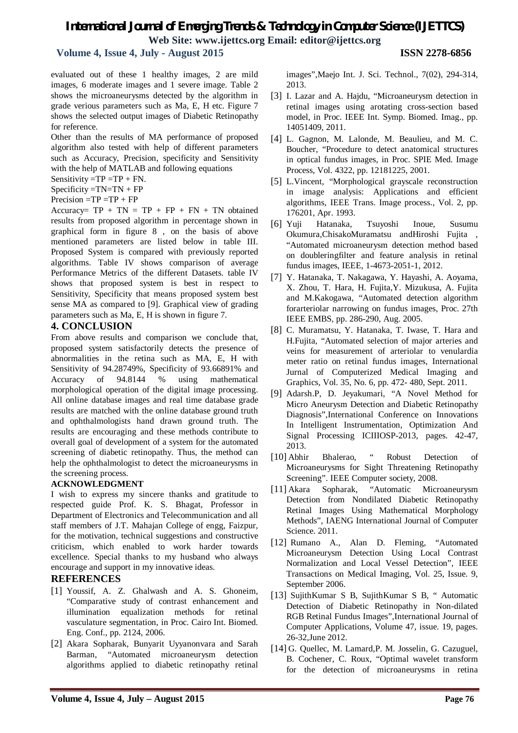evaluated out of these 1 healthy images, 2 are mild images, 6 moderate images and 1 severe image. Table 2 shows the microaneurysms detected by the algorithm in grade verious parameters such as Ma, E, H etc. Figure 7 shows the selected output images of Diabetic Retinopathy for reference.

Other than the results of MA performance of proposed algorithm also tested with help of different parameters such as Accuracy, Precision, specificity and Sensitivity with the help of MATLAB and following equations

Sensitivity =TP =TP + FN.

Specificity =TN=TN + FP

Precision =TP =TP + FP

Accuracy= TP + TN = TP + FP + FN + TN obtained results from proposed algorithm in percentage shown in graphical form in figure 8 , on the basis of above mentioned parameters are listed below in table III. Proposed System is compared with previously reported algorithms. Table IV shows comparison of average Performance Metrics of the different Datasets. table IV shows that proposed system is best in respect to Sensitivity, Specificity that means proposed system best sense MA as compared to [9]. Graphical view of grading parameters such as Ma, E, H is shown in figure 7.

## 4. CONCLUSION

From above results and comparison we conclude that, proposed system satisfactorily detects the presence of abnormalities in the retina such as MA, E, H with Sensitivity of 94.28749%, Specificity of 93.66891% and Accuracy of 94.8144 % using mathematical morphological operation of the digital image processing. All online database images and real time database grade results are matched with the online database ground truth and ophthalmologists hand drawn ground truth. The results are encouraging and these methods contribute to overall goal of development of a system for the automated screening of diabetic retinopathy. Thus, the method can help the ophthalmologist to detect the microaneurysms in the screening process.

### ACKNOWLEDGMENT

I wish to express my sincere thanks and gratitude to respected guide Prof. K. S. Bhagat, Professor in Department of Electronics and Telecommunication and all staff members of J.T. Mahajan College of engg, Faizpur, for the motivation, technical suggestions and constructive criticism, which enabled to work harder towards excellence. Special thanks to my husband who always encourage and support in my innovative ideas.

## REFERENCES

[1] Youssif, A. Z. Ghalwash and A. S. Ghoneim, "Comparative study of contrast enhancement and illumination equalization methods for retinal vasculature segmentation, in Proc. Cairo Int. Biomed. Eng. Conf., pp. 2124, 2006.

[2] Akara Sopharak, Bunyarit Uyyanonvara and Sarah Barman, "Automated microaneurysm detection algorithms applied to diabetic retinopathy retinal images",Maejo Int. J. Sci. Technol., 7(02), 294-314, 2013.

[3] I. Lazar and A. Hajdu, "Microaneurysm detection in retinal images using arotating cross-section based model, in Proc. IEEE Int. Symp. Biomed. Imag., pp. 14051409, 2011.

[4] L. Gagnon, M. Lalonde, M. Beaulieu, and M. C. Boucher, "Procedure to detect anatomical structures in optical fundus images, in Proc. SPIE Med. Image Process, Vol. 4322, pp. 12181225, 2001.

[5] L.Vincent, "Morphological grayscale reconstruction in image analysis: Applications and efficient algorithms, IEEE Trans. Image process., Vol. 2, pp. 176201, Apr. 1993.

[6] Yuji Hatanaka, Tsuyoshi Inoue, Susumu Okumura,ChisakoMuramatsu andHiroshi Fujita , "Automated microaneurysm detection method based on doubleringfilter and feature analysis in retinal fundus images, IEEE, 1-4673-2051-1, 2012.

[7] Y. Hatanaka, T. Nakagawa, Y. Hayashi, A. Aoyama, X. Zhou, T. Hara, H. Fujita,Y. Mizukusa, A. Fujita and M.Kakogawa, "Automated detection algorithm forarteriolar narrowing on fundus images, Proc. 27th IEEE EMBS, pp. 286-290, Aug. 2005.

[8] C. Muramatsu, Y. Hatanaka, T. Iwase, T. Hara and H.Fujita, "Automated selection of major arteries and veins for measurement of arteriolar to venulardia meter ratio on retinal fundus images, International Jurnal of Computerized Medical Imaging and Graphics, Vol. 35, No. 6, pp. 472- 480, Sept. 2011.

[9] Adarsh.P, D. Jeyakumari, "A Novel Method for Micro Aneurysm Detection and Diabetic Retinopathy Diagnosis",International Conference on Innovations In Intelligent Instrumentation, Optimization And Signal Processing ICIIIOSP-2013, pages. 42-47, 2013.

[10] Abhir Bhalerao, " Robust Detection of Microaneurysms for Sight Threatening Retinopathy Screening". IEEE Computer society, 2008.

[11] Akara Sopharak, "Automatic Microaneurysm Detection from Nondilated Diabetic Retinopathy Retinal Images Using Mathematical Morphology Methods", IAENG International Journal of Computer Science. 2011.

[12] Rumano A., Alan D. Fleming, "Automated Microaneurysm Detection Using Local Contrast Normalization and Local Vessel Detection", IEEE Transactions on Medical Imaging, Vol. 25, Issue. 9, September 2006.

[13] SujithKumar S B, SujithKumar S B, " Automatic Detection of Diabetic Retinopathy in Non-dilated RGB Retinal Fundus Images",International Journal of Computer Applications, Volume 47, issue. 19, pages. 26-32,June 2012.

[14] G. Quellec, M. Lamard,P. M. Josselin, G. Cazuguel, B. Cochener, C. Roux, "Optimal wavelet transform for the detection of microaneurysms in retina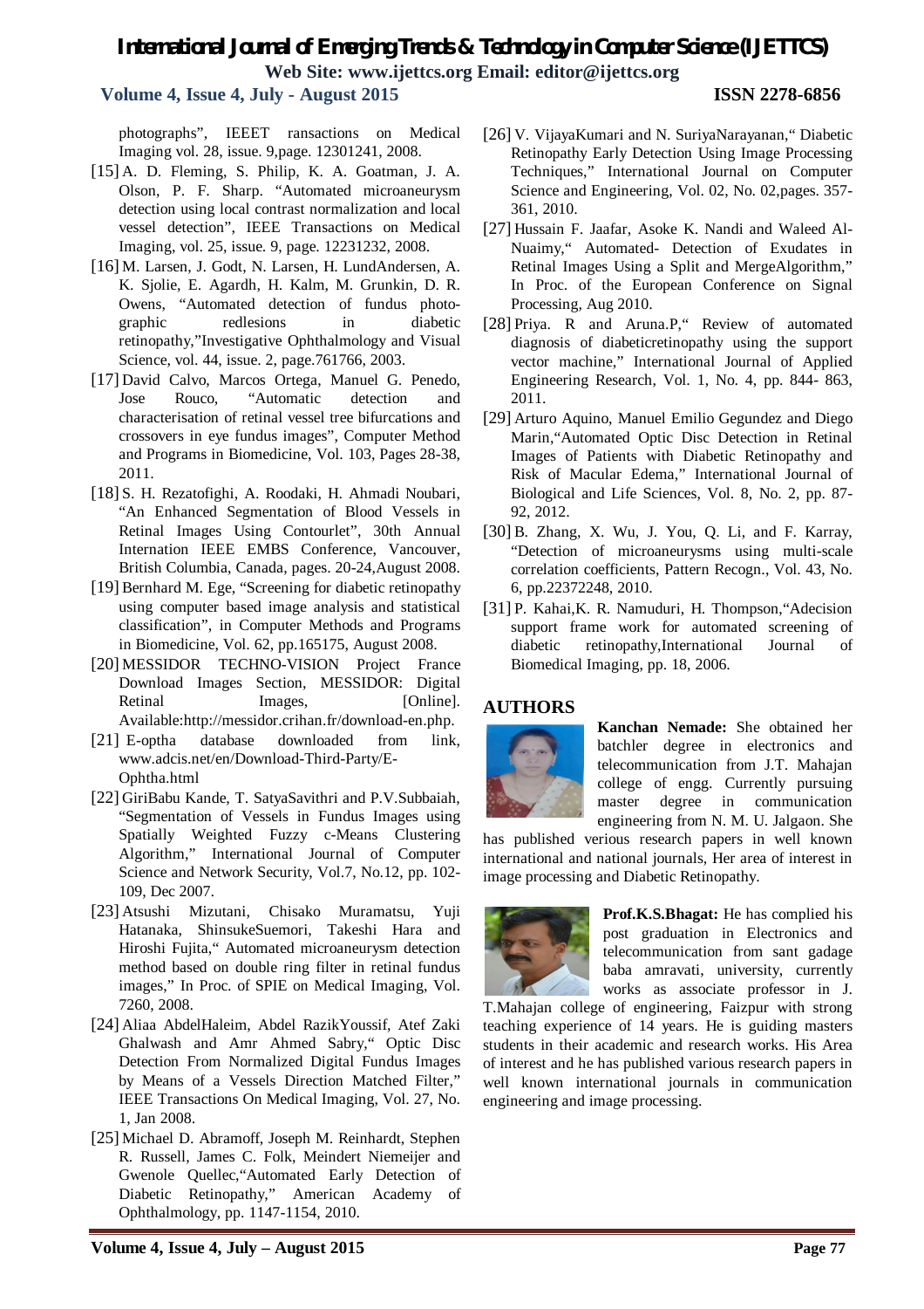photographs", IEEET ransactions on Medical Imaging vol. 28, issue. 9,page. 12301241, 2008.

[15] A. D. Fleming, S. Philip, K. A. Goatman, J. A. Olson, P. F. Sharp. "Automated microaneurysm detection using local contrast normalization and local vessel detection", IEEE Transactions on Medical Imaging, vol. 25, issue. 9, page. 12231232, 2008.

[16] M. Larsen, J. Godt, N. Larsen, H. LundAndersen, A. K. Sjolie, E. Agardh, H. Kalm, M. Grunkin, D. R. Owens, "Automated detection of fundus photo-graphic redlesions in diabetic retinopathy,"Investigative Ophthalmology and Visual Science, vol. 44, issue. 2, page.761766, 2003.

[17] David Calvo, Marcos Ortega, Manuel G. Penedo, Jose Rouco, "Automatic detection and characterisation of retinal vessel tree bifurcations and crossovers in eye fundus images", Computer Method and Programs in Biomedicine, Vol. 103, Pages 28-38, 2011.

[18] S. H. Rezatofighi, A. Roodaki, H. Ahmadi Noubari, "An Enhanced Segmentation of Blood Vessels in Retinal Images Using Contourlet", 30th Annual Internation IEEE EMBS Conference, Vancouver, British Columbia, Canada, pages. 20-24,August 2008.

[19] Bernhard M. Ege, "Screening for diabetic retinopathy using computer based image analysis and statistical classification", in Computer Methods and Programs in Biomedicine, Vol. 62, pp.165175, August 2008.

[20] MESSIDOR TECHNO-VISION Project France Download Images Section, MESSIDOR: Digital Retinal Images, [Online]. Available:http://messidor.crihan.fr/download-en.php.

[21] E-optha database downloaded from link, www.adcis.net/en/Download-Third-Party/E-Ophtha.html

[22] GiriBabu Kande, T. SatyaSavithri and P.V.Subbaiah, "Segmentation of Vessels in Fundus Images using Spatially Weighted Fuzzy c-Means Clustering Algorithm," International Journal of Computer Science and Network Security, Vol.7, No.12, pp. 102-109, Dec 2007.

[23] Atsushi Mizutani, Chisako Muramatsu, Yuji Hatanaka, ShinsukeSuemori, Takeshi Hara and Hiroshi Fujita," Automated microaneurysm detection method based on double ring filter in retinal fundus images," In Proc. of SPIE on Medical Imaging, Vol. 7260, 2008.

[24] Aliaa AbdelHaleim, Abdel RazikYoussif, Atef Zaki Ghalwash and Amr Ahmed Sabry," Optic Disc Detection From Normalized Digital Fundus Images by Means of a Vessels Direction Matched Filter," IEEE Transactions On Medical Imaging, Vol. 27, No. 1, Jan 2008.

[25] Michael D. Abramoff, Joseph M. Reinhardt, Stephen R. Russell, James C. Folk, Meindert Niemeijer and Gwenole Quellec,"Automated Early Detection of Diabetic Retinopathy," American Academy of Ophthalmology, pp. 1147-1154, 2010.

[26] V. VijayaKumari and N. SuriyaNarayanan," Diabetic Retinopathy Early Detection Using Image Processing Techniques," International Journal on Computer Science and Engineering, Vol. 02, No. 02,pages. 357-361, 2010.

[27] Hussain F. Jaafar, Asoke K. Nandi and Waleed Al-Nuaimy," Automated- Detection of Exudates in Retinal Images Using a Split and MergeAlgorithm," In Proc. of the European Conference on Signal Processing, Aug 2010.

[28] Priya. R and Aruna.P," Review of automated diagnosis of diabeticretinopathy using the support vector machine," International Journal of Applied Engineering Research, Vol. 1, No. 4, pp. 844- 863, 2011.

[29] Arturo Aquino, Manuel Emilio Gegundez and Diego Marin,"Automated Optic Disc Detection in Retinal Images of Patients with Diabetic Retinopathy and Risk of Macular Edema," International Journal of Biological and Life Sciences, Vol. 8, No. 2, pp. 87-92, 2012.

[30] B. Zhang, X. Wu, J. You, Q. Li, and F. Karray, "Detection of microaneurysms using multi-scale correlation coefficients, Pattern Recogn., Vol. 43, No. 6, pp.22372248, 2010.

[31] P. Kahai,K. R. Namuduri, H. Thompson,"Adecision support frame work for automated screening of diabetic retinopathy,International Journal of Biomedical Imaging, pp. 18, 2006.

## AUTHORS

**Kanchan Nemade:** She obtained her batchler degree in electronics and telecommunication from J.T. Mahajan college of engg. Currently pursuing master degree in communication engineering from N. M. U. Jalgaon. She has published verious research papers in well known international and national journals, Her area of interest in image processing and Diabetic Retinopathy.

**Prof.K.S.Bhagat:** He has complied his post graduation in Electronics and telecommunication from sant gadage baba amravati, university, currently works as associate professor in J. T.Mahajan college of engineering, Faizpur with strong teaching experience of 14 years. He is guiding masters students in their academic and research works. His Area of interest and he has published various research papers in well known international journals in communication engineering and image processing.